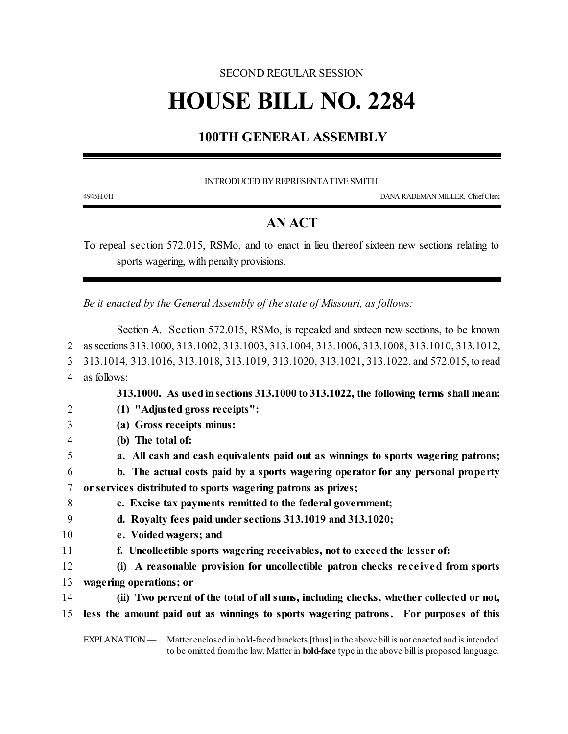SECOND REGULAR SESSION

# HOUSE BILL NO. 2284

## 100TH GENERAL ASSEMBLY

INTRODUCED BY REPRESENTATIVE SMITH.

4945H.01I DANA RADEMAN MILLER, Chief Clerk

## AN ACT

To repeal section 572.015, RSMo, and to enact in lieu thereof sixteen new sections relating to sports wagering, with penalty provisions.

*Be it enacted by the General Assembly of the state of Missouri, as follows:*

Section A. Section 572.015, RSMo, is repealed and sixteen new sections, to be known as sections 313.1000, 313.1002, 313.1003, 313.1004, 313.1006, 313.1008, 313.1010, 313.1012, 313.1014, 313.1016, 313.1018, 313.1019, 313.1020, 313.1021, 313.1022, and 572.015, to read as follows:

**313.1000. As used in sections 313.1000 to 313.1022, the following terms shall mean:**

**(1) "Adjusted gross receipts":**

**(a) Gross receipts minus:**

**(b) The total of:**

**a. All cash and cash equivalents paid out as winnings to sports wagering patrons;**

**b. The actual costs paid by a sports wagering operator for any personal property or services distributed to sports wagering patrons as prizes;**

**c. Excise tax payments remitted to the federal government;**

**d. Royalty fees paid under sections 313.1019 and 313.1020;**

**e. Voided wagers; and**

**f. Uncollectible sports wagering receivables, not to exceed the lesser of:**

**(i) A reasonable provision for uncollectible patron checks received from sports wagering operations; or**

**(ii) Two percent of the total of all sums, including checks, whether collected or not, less the amount paid out as winnings to sports wagering patrons. For purposes of this**

EXPLANATION — Matter enclosed in bold-faced brackets **[**thus**]** in the above bill is not enacted and is intended to be omitted from the law. Matter in **bold-face** type in the above bill is proposed language.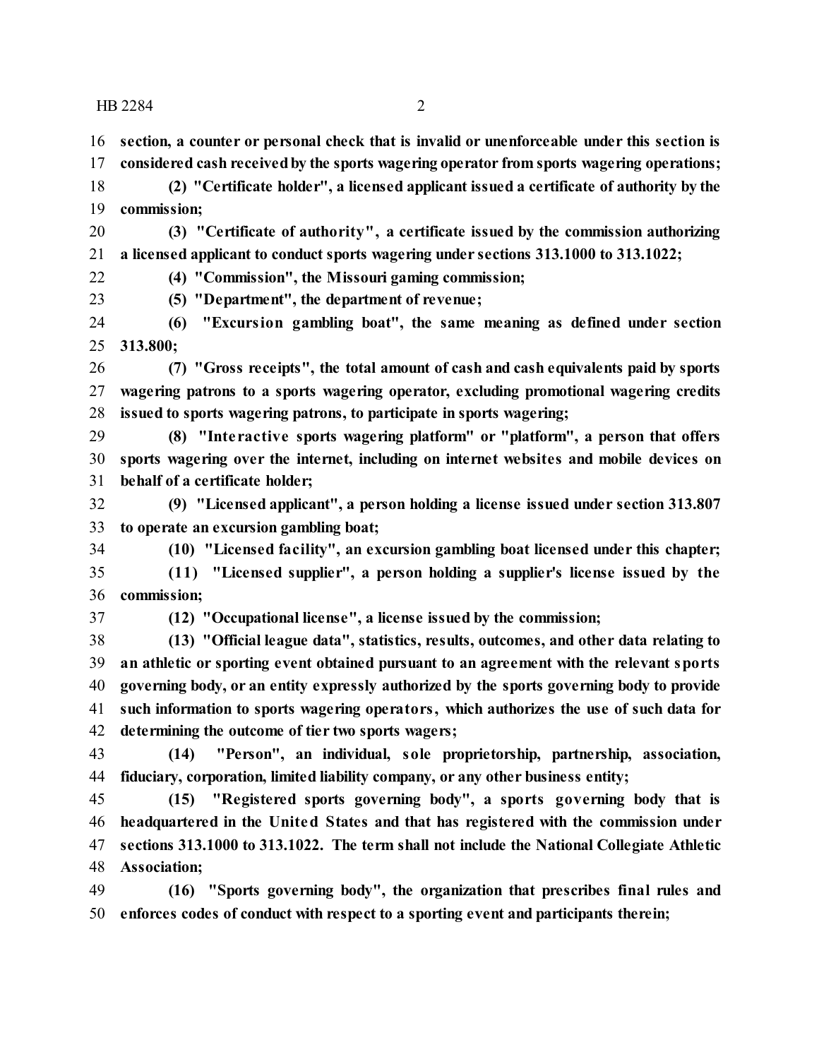**section, a counter or personal check that is invalid or unenforceable under this section is considered cash received by the sports wagering operator from sports wagering operations;**

**(2) "Certificate holder", a licensed applicant issued a certificate of authority by the commission;**

**(3) "Certificate of authority", a certificate issued by the commission authorizing a licensed applicant to conduct sports wagering under sections 313.1000 to 313.1022;**

**(4) "Commission", the Missouri gaming commission;**

**(5) "Department", the department of revenue;**

**(6) "Excursion gambling boat", the same meaning as defined under section 313.800;**

**(7) "Gross receipts", the total amount of cash and cash equivalents paid by sports wagering patrons to a sports wagering operator, excluding promotional wagering credits issued to sports wagering patrons, to participate in sports wagering;**

**(8) "Interactive sports wagering platform" or "platform", a person that offers sports wagering over the internet, including on internet websites and mobile devices on behalf of a certificate holder;**

**(9) "Licensed applicant", a person holding a license issued under section 313.807 to operate an excursion gambling boat;**

**(10) "Licensed facility", an excursion gambling boat licensed under this chapter;**

**(11) "Licensed supplier", a person holding a supplier's license issued by the commission;**

**(12) "Occupational license", a license issued by the commission;**

**(13) "Official league data", statistics, results, outcomes, and other data relating to an athletic or sporting event obtained pursuant to an agreement with the relevant sports governing body, or an entity expressly authorized by the sports governing body to provide such information to sports wagering operators, which authorizes the use of such data for determining the outcome of tier two sports wagers;**

**(14) "Person", an individual, sole proprietorship, partnership, association, fiduciary, corporation, limited liability company, or any other business entity;**

**(15) "Registered sports governing body", a sports governing body that is headquartered in the United States and that has registered with the commission under sections 313.1000 to 313.1022. The term shall not include the National Collegiate Athletic Association;**

**(16) "Sports governing body", the organization that prescribes final rules and enforces codes of conduct with respect to a sporting event and participants therein;**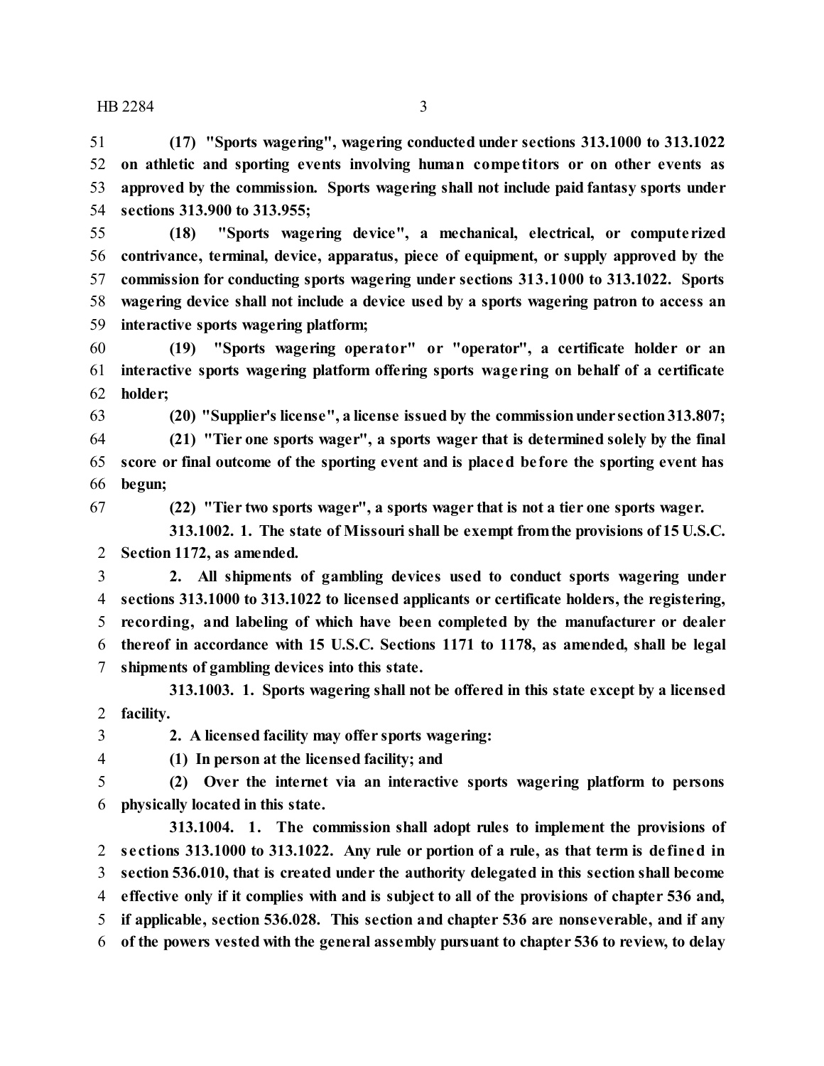**(17) "Sports wagering", wagering conducted under sections 313.1000 to 313.1022 on athletic and sporting events involving human competitors or on other events as approved by the commission. Sports wagering shall not include paid fantasy sports under sections 313.900 to 313.955;**

**(18) "Sports wagering device", a mechanical, electrical, or computerized contrivance, terminal, device, apparatus, piece of equipment, or supply approved by the commission for conducting sports wagering under sections 313.1000 to 313.1022. Sports wagering device shall not include a device used by a sports wagering patron to access an interactive sports wagering platform;**

**(19) "Sports wagering operator" or "operator", a certificate holder or an interactive sports wagering platform offering sports wagering on behalf of a certificate holder;**

**(20) "Supplier's license", a license issued by the commission under section 313.807;**

**(21) "Tier one sports wager", a sports wager that is determined solely by the final score or final outcome of the sporting event and is placed before the sporting event has begun;**

**(22) "Tier two sports wager", a sports wager that is not a tier one sports wager.**

**313.1002. 1. The state of Missouri shall be exempt from the provisions of 15 U.S.C. Section 1172, as amended.**

**2. All shipments of gambling devices used to conduct sports wagering under sections 313.1000 to 313.1022 to licensed applicants or certificate holders, the registering, recording, and labeling of which have been completed by the manufacturer or dealer thereof in accordance with 15 U.S.C. Sections 1171 to 1178, as amended, shall be legal shipments of gambling devices into this state.**

**313.1003. 1. Sports wagering shall not be offered in this state except by a licensed facility.**

**2. A licensed facility may offer sports wagering:**

**(1) In person at the licensed facility; and**

**(2) Over the internet via an interactive sports wagering platform to persons physically located in this state.**

**313.1004. 1. The commission shall adopt rules to implement the provisions of sections 313.1000 to 313.1022. Any rule or portion of a rule, as that term is defined in section 536.010, that is created under the authority delegated in this section shall become effective only if it complies with and is subject to all of the provisions of chapter 536 and, if applicable, section 536.028. This section and chapter 536 are nonseverable, and if any of the powers vested with the general assembly pursuant to chapter 536 to review, to delay**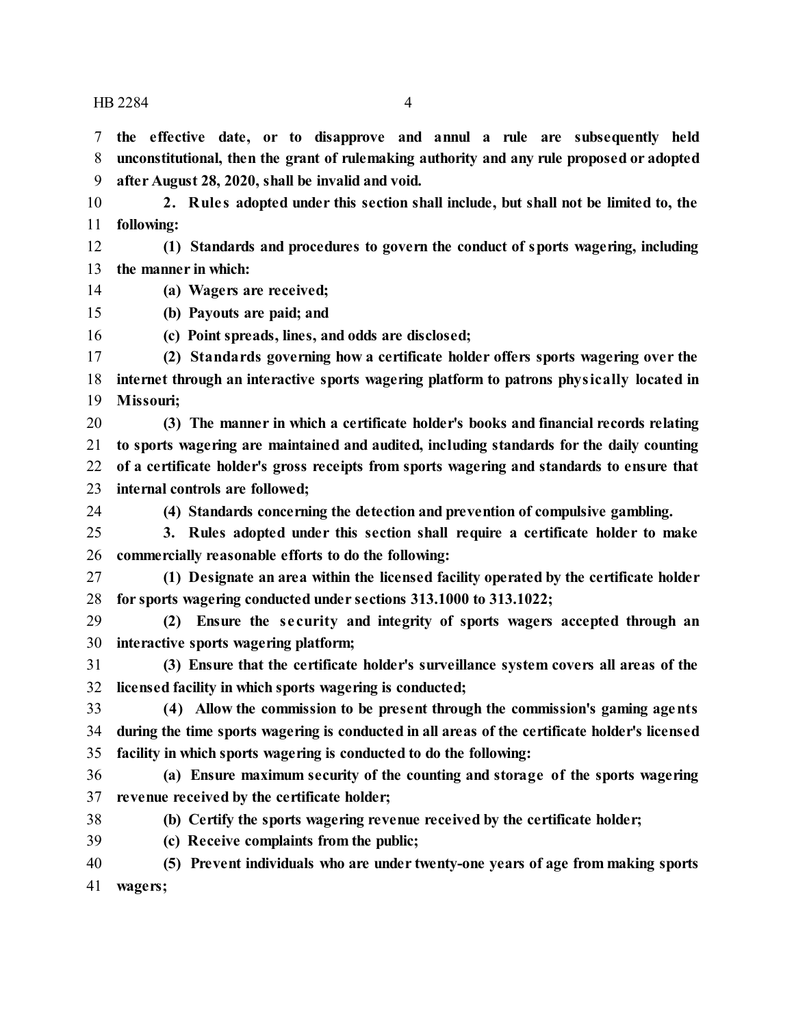**the effective date, or to disapprove and annul a rule are subsequently held unconstitutional, then the grant of rulemaking authority and any rule proposed or adopted after August 28, 2020, shall be invalid and void.**

**2. Rules adopted under this section shall include, but shall not be limited to, the following:**

**(1) Standards and procedures to govern the conduct of sports wagering, including the manner in which:**

**(a) Wagers are received;**

**(b) Payouts are paid; and**

**(c) Point spreads, lines, and odds are disclosed;**

**(2) Standards governing how a certificate holder offers sports wagering over the internet through an interactive sports wagering platform to patrons physically located in Missouri;**

**(3) The manner in which a certificate holder's books and financial records relating to sports wagering are maintained and audited, including standards for the daily counting of a certificate holder's gross receipts from sports wagering and standards to ensure that internal controls are followed;**

**(4) Standards concerning the detection and prevention of compulsive gambling.**

**3. Rules adopted under this section shall require a certificate holder to make commercially reasonable efforts to do the following:**

**(1) Designate an area within the licensed facility operated by the certificate holder for sports wagering conducted under sections 313.1000 to 313.1022;**

**(2) Ensure the security and integrity of sports wagers accepted through an interactive sports wagering platform;**

**(3) Ensure that the certificate holder's surveillance system covers all areas of the licensed facility in which sports wagering is conducted;**

**(4) Allow the commission to be present through the commission's gaming agents during the time sports wagering is conducted in all areas of the certificate holder's licensed facility in which sports wagering is conducted to do the following:**

**(a) Ensure maximum security of the counting and storage of the sports wagering revenue received by the certificate holder;**

**(b) Certify the sports wagering revenue received by the certificate holder;**

**(c) Receive complaints from the public;**

**(5) Prevent individuals who are under twenty-one years of age from making sports wagers;**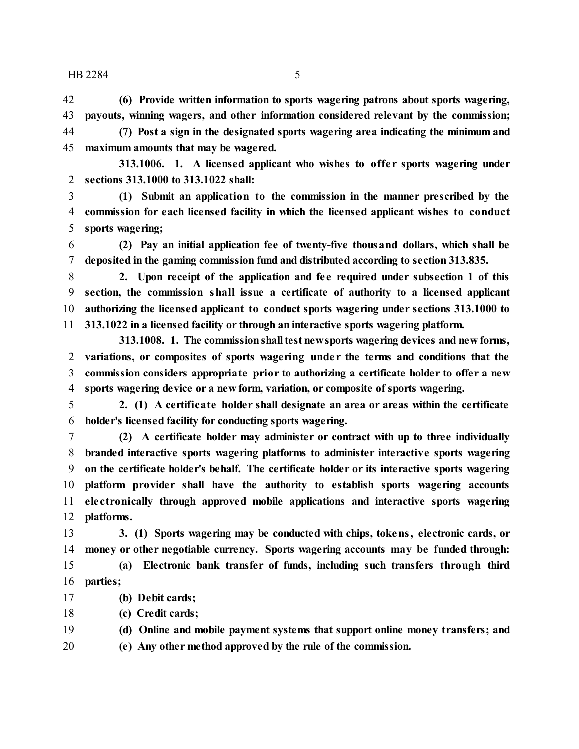**(6) Provide written information to sports wagering patrons about sports wagering, payouts, winning wagers, and other information considered relevant by the commission;**

**(7) Post a sign in the designated sports wagering area indicating the minimum and maximum amounts that may be wagered.**

**313.1006. 1. A licensed applicant who wishes to offer sports wagering under sections 313.1000 to 313.1022 shall:**

**(1) Submit an application to the commission in the manner prescribed by the commission for each licensed facility in which the licensed applicant wishes to conduct sports wagering;**

**(2) Pay an initial application fee of twenty-five thousand dollars, which shall be deposited in the gaming commission fund and distributed according to section 313.835.**

**2. Upon receipt of the application and fee required under subsection 1 of this section, the commission shall issue a certificate of authority to a licensed applicant authorizing the licensed applicant to conduct sports wagering under sections 313.1000 to 313.1022 in a licensed facility or through an interactive sports wagering platform.**

**313.1008. 1. The commission shall test new sports wagering devices and new forms, variations, or composites of sports wagering under the terms and conditions that the commission considers appropriate prior to authorizing a certificate holder to offer a new sports wagering device or a new form, variation, or composite of sports wagering.**

**2. (1) A certificate holder shall designate an area or areas within the certificate holder's licensed facility for conducting sports wagering.**

**(2) A certificate holder may administer or contract with up to three individually branded interactive sports wagering platforms to administer interactive sports wagering on the certificate holder's behalf. The certificate holder or its interactive sports wagering platform provider shall have the authority to establish sports wagering accounts electronically through approved mobile applications and interactive sports wagering platforms.**

**3. (1) Sports wagering may be conducted with chips, tokens, electronic cards, or money or other negotiable currency. Sports wagering accounts may be funded through:**

**(a) Electronic bank transfer of funds, including such transfers through third parties;**

**(b) Debit cards;**

**(c) Credit cards;**

**(d) Online and mobile payment systems that support online money transfers; and**

**(e) Any other method approved by the rule of the commission.**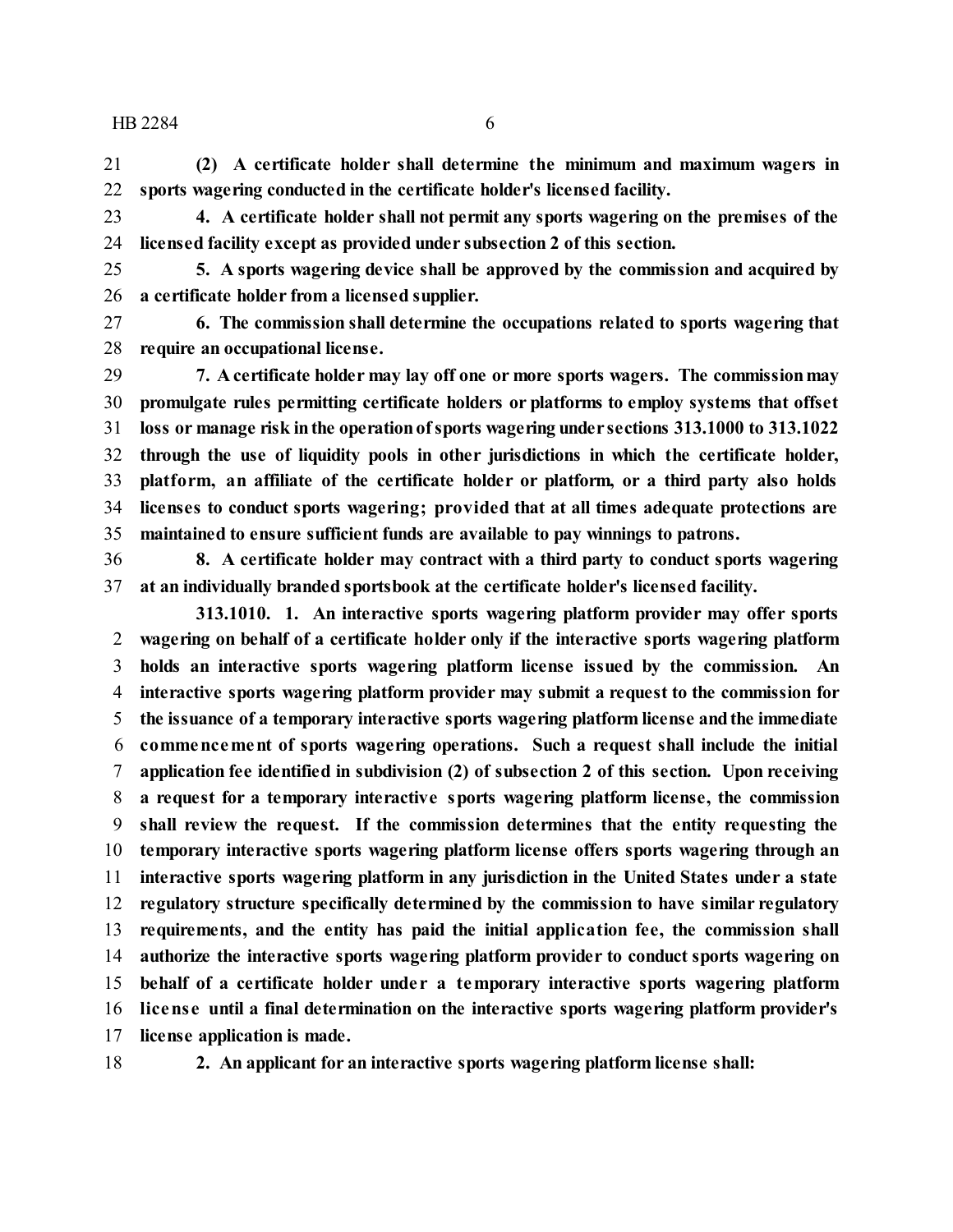**(2) A certificate holder shall determine the minimum and maximum wagers in sports wagering conducted in the certificate holder's licensed facility.**

**4. A certificate holder shall not permit any sports wagering on the premises of the licensed facility except as provided under subsection 2 of this section.**

**5. A sports wagering device shall be approved by the commission and acquired by a certificate holder from a licensed supplier.**

**6. The commission shall determine the occupations related to sports wagering that require an occupational license.**

**7. A certificate holder may lay off one or more sports wagers. The commission may promulgate rules permitting certificate holders or platforms to employ systems that offset loss or manage risk in the operation of sports wagering under sections 313.1000 to 313.1022 through the use of liquidity pools in other jurisdictions in which the certificate holder, platform, an affiliate of the certificate holder or platform, or a third party also holds licenses to conduct sports wagering; provided that at all times adequate protections are maintained to ensure sufficient funds are available to pay winnings to patrons.**

**8. A certificate holder may contract with a third party to conduct sports wagering at an individually branded sportsbook at the certificate holder's licensed facility.**

**313.1010. 1. An interactive sports wagering platform provider may offer sports wagering on behalf of a certificate holder only if the interactive sports wagering platform holds an interactive sports wagering platform license issued by the commission. An interactive sports wagering platform provider may submit a request to the commission for the issuance of a temporary interactive sports wagering platform license and the immediate commencement of sports wagering operations. Such a request shall include the initial application fee identified in subdivision (2) of subsection 2 of this section. Upon receiving a request for a temporary interactive sports wagering platform license, the commission shall review the request. If the commission determines that the entity requesting the temporary interactive sports wagering platform license offers sports wagering through an interactive sports wagering platform in any jurisdiction in the United States under a state regulatory structure specifically determined by the commission to have similar regulatory requirements, and the entity has paid the initial application fee, the commission shall authorize the interactive sports wagering platform provider to conduct sports wagering on behalf of a certificate holder under a temporary interactive sports wagering platform license until a final determination on the interactive sports wagering platform provider's license application is made.**

**2. An applicant for an interactive sports wagering platform license shall:**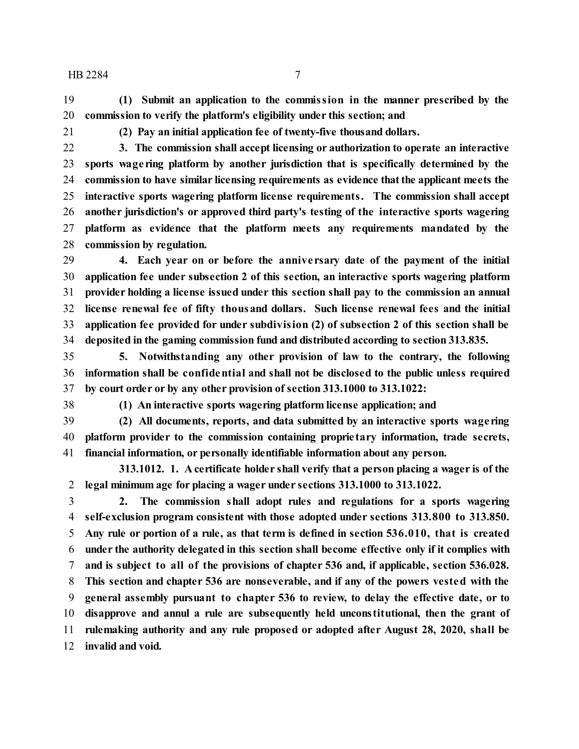**(1) Submit an application to the commission in the manner prescribed by the commission to verify the platform's eligibility under this section; and**

**(2) Pay an initial application fee of twenty-five thousand dollars.**

**3. The commission shall accept licensing or authorization to operate an interactive sports wagering platform by another jurisdiction that is specifically determined by the commission to have similar licensing requirements as evidence that the applicant meets the interactive sports wagering platform license requirements. The commission shall accept another jurisdiction's or approved third party's testing of the interactive sports wagering platform as evidence that the platform meets any requirements mandated by the commission by regulation.**

**4. Each year on or before the anniversary date of the payment of the initial application fee under subsection 2 of this section, an interactive sports wagering platform provider holding a license issued under this section shall pay to the commission an annual license renewal fee of fifty thousand dollars. Such license renewal fees and the initial application fee provided for under subdivision (2) of subsection 2 of this section shall be deposited in the gaming commission fund and distributed according to section 313.835.**

**5. Notwithstanding any other provision of law to the contrary, the following information shall be confidential and shall not be disclosed to the public unless required by court order or by any other provision of section 313.1000 to 313.1022:**

**(1) An interactive sports wagering platform license application; and**

**(2) All documents, reports, and data submitted by an interactive sports wagering platform provider to the commission containing proprietary information, trade secrets, financial information, or personally identifiable information about any person.**

**313.1012. 1. A certificate holder shall verify that a person placing a wager is of the legal minimum age for placing a wager under sections 313.1000 to 313.1022.**

**2. The commission shall adopt rules and regulations for a sports wagering self-exclusion program consistent with those adopted under sections 313.800 to 313.850. Any rule or portion of a rule, as that term is defined in section 536.010, that is created under the authority delegated in this section shall become effective only if it complies with and is subject to all of the provisions of chapter 536 and, if applicable, section 536.028. This section and chapter 536 are nonseverable, and if any of the powers vested with the general assembly pursuant to chapter 536 to review, to delay the effective date, or to disapprove and annul a rule are subsequently held unconstitutional, then the grant of rulemaking authority and any rule proposed or adopted after August 28, 2020, shall be invalid and void.**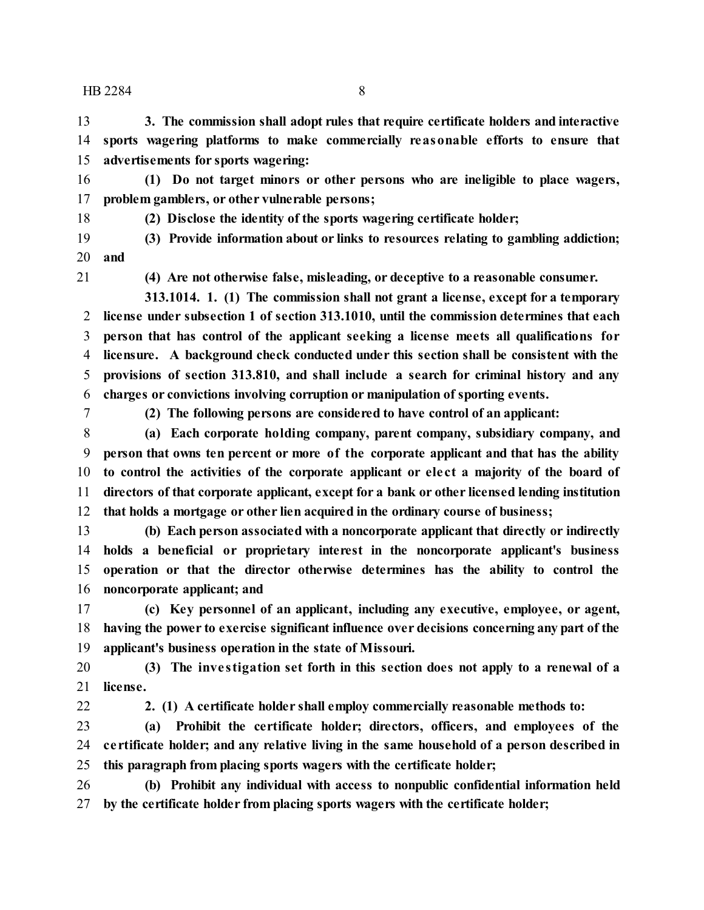**3. The commission shall adopt rules that require certificate holders and interactive sports wagering platforms to make commercially reasonable efforts to ensure that advertisements for sports wagering:**

**(1) Do not target minors or other persons who are ineligible to place wagers, problem gamblers, or other vulnerable persons;**

**(2) Disclose the identity of the sports wagering certificate holder;**

**(3) Provide information about or links to resources relating to gambling addiction; and**

**(4) Are not otherwise false, misleading, or deceptive to a reasonable consumer.**

**313.1014. 1. (1) The commission shall not grant a license, except for a temporary license under subsection 1 of section 313.1010, until the commission determines that each person that has control of the applicant seeking a license meets all qualifications for licensure. A background check conducted under this section shall be consistent with the provisions of section 313.810, and shall include a search for criminal history and any charges or convictions involving corruption or manipulation of sporting events.**

**(2) The following persons are considered to have control of an applicant:**

**(a) Each corporate holding company, parent company, subsidiary company, and person that owns ten percent or more of the corporate applicant and that has the ability to control the activities of the corporate applicant or elect a majority of the board of directors of that corporate applicant, except for a bank or other licensed lending institution that holds a mortgage or other lien acquired in the ordinary course of business;**

**(b) Each person associated with a noncorporate applicant that directly or indirectly holds a beneficial or proprietary interest in the noncorporate applicant's business operation or that the director otherwise determines has the ability to control the noncorporate applicant; and**

**(c) Key personnel of an applicant, including any executive, employee, or agent, having the power to exercise significant influence over decisions concerning any part of the applicant's business operation in the state of Missouri.**

**(3) The investigation set forth in this section does not apply to a renewal of a license.**

**2. (1) A certificate holder shall employ commercially reasonable methods to:**

**(a) Prohibit the certificate holder; directors, officers, and employees of the certificate holder; and any relative living in the same household of a person described in this paragraph from placing sports wagers with the certificate holder;**

**(b) Prohibit any individual with access to nonpublic confidential information held by the certificate holder from placing sports wagers with the certificate holder;**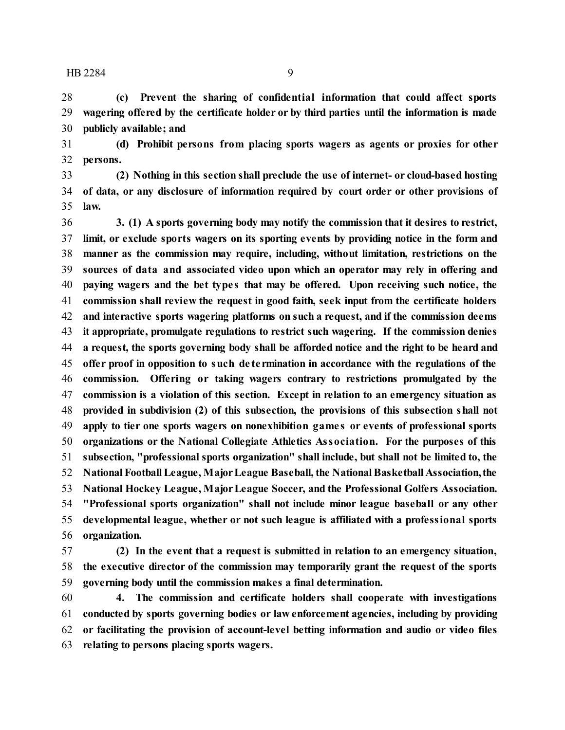**(c) Prevent the sharing of confidential information that could affect sports wagering offered by the certificate holder or by third parties until the information is made publicly available; and**

**(d) Prohibit persons from placing sports wagers as agents or proxies for other persons.**

**(2) Nothing in this section shall preclude the use of internet- or cloud-based hosting of data, or any disclosure of information required by court order or other provisions of law.**

**3. (1) A sports governing body may notify the commission that it desires to restrict, limit, or exclude sports wagers on its sporting events by providing notice in the form and manner as the commission may require, including, without limitation, restrictions on the sources of data and associated video upon which an operator may rely in offering and paying wagers and the bet types that may be offered. Upon receiving such notice, the commission shall review the request in good faith, seek input from the certificate holders and interactive sports wagering platforms on such a request, and if the commission deems it appropriate, promulgate regulations to restrict such wagering. If the commission denies a request, the sports governing body shall be afforded notice and the right to be heard and offer proof in opposition to such determination in accordance with the regulations of the commission. Offering or taking wagers contrary to restrictions promulgated by the commission is a violation of this section. Except in relation to an emergency situation as provided in subdivision (2) of this subsection, the provisions of this subsection shall not apply to tier one sports wagers on nonexhibition games or events of professional sports organizations or the National Collegiate Athletics Association. For the purposes of this subsection, "professional sports organization" shall include, but shall not be limited to, the National Football League, Major League Baseball, the National Basketball Association, the National Hockey League, Major League Soccer, and the Professional Golfers Association. "Professional sports organization" shall not include minor league baseball or any other developmental league, whether or not such league is affiliated with a professional sports organization.**

**(2) In the event that a request is submitted in relation to an emergency situation, the executive director of the commission may temporarily grant the request of the sports governing body until the commission makes a final determination.**

**4. The commission and certificate holders shall cooperate with investigations conducted by sports governing bodies or law enforcement agencies, including by providing or facilitating the provision of account-level betting information and audio or video files relating to persons placing sports wagers.**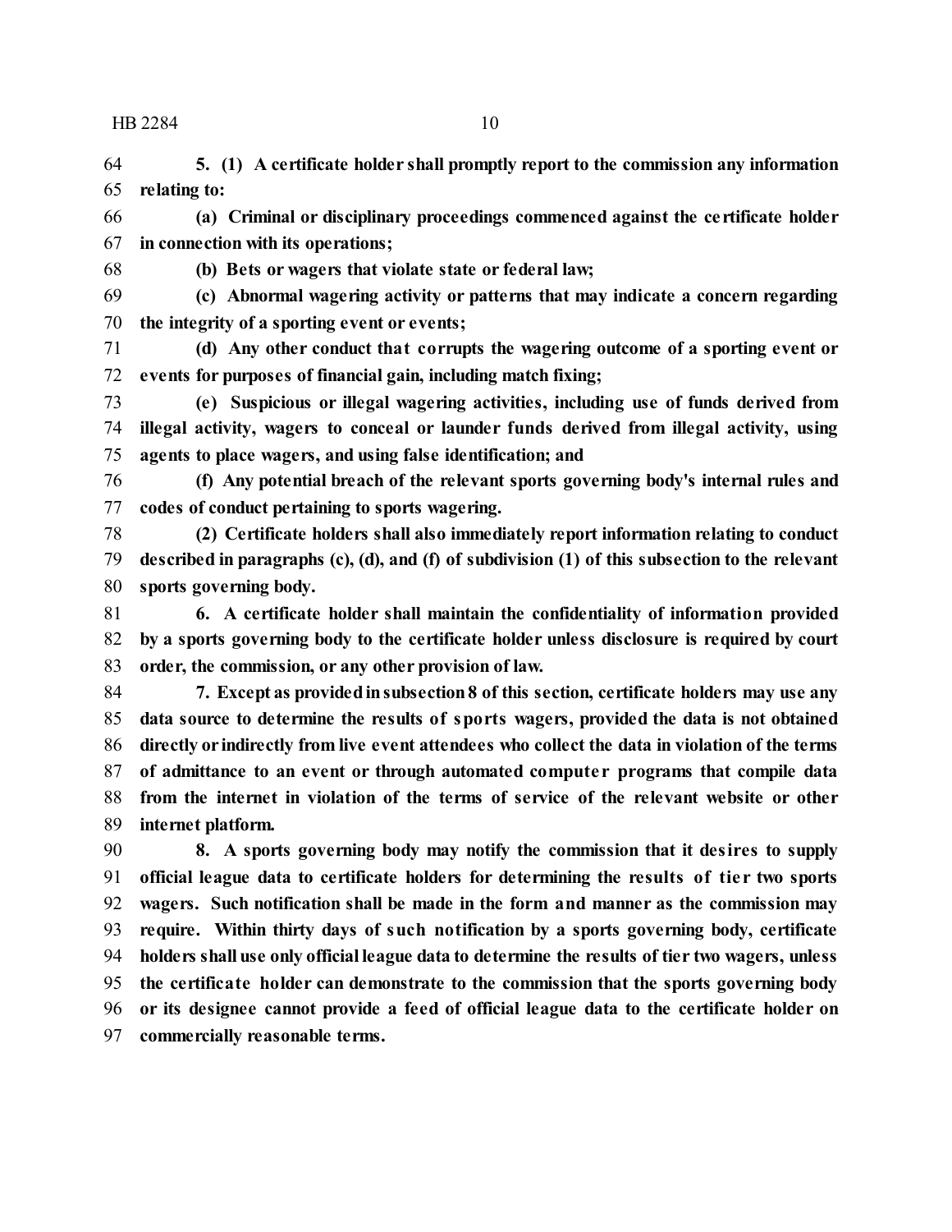**5. (1) A certificate holder shall promptly report to the commission any information relating to:**

**(a) Criminal or disciplinary proceedings commenced against the certificate holder in connection with its operations;**

**(b) Bets or wagers that violate state or federal law;**

**(c) Abnormal wagering activity or patterns that may indicate a concern regarding the integrity of a sporting event or events;**

**(d) Any other conduct that corrupts the wagering outcome of a sporting event or events for purposes of financial gain, including match fixing;**

**(e) Suspicious or illegal wagering activities, including use of funds derived from illegal activity, wagers to conceal or launder funds derived from illegal activity, using agents to place wagers, and using false identification; and**

**(f) Any potential breach of the relevant sports governing body's internal rules and codes of conduct pertaining to sports wagering.**

**(2) Certificate holders shall also immediately report information relating to conduct described in paragraphs (c), (d), and (f) of subdivision (1) of this subsection to the relevant sports governing body.**

**6. A certificate holder shall maintain the confidentiality of information provided by a sports governing body to the certificate holder unless disclosure is required by court order, the commission, or any other provision of law.**

**7. Except as provided in subsection 8 of this section, certificate holders may use any data source to determine the results of sports wagers, provided the data is not obtained directly or indirectly from live event attendees who collect the data in violation of the terms of admittance to an event or through automated computer programs that compile data from the internet in violation of the terms of service of the relevant website or other internet platform.**

**8. A sports governing body may notify the commission that it desires to supply official league data to certificate holders for determining the results of tier two sports wagers. Such notification shall be made in the form and manner as the commission may require. Within thirty days of such notification by a sports governing body, certificate holders shall use only official league data to determine the results of tier two wagers, unless the certificate holder can demonstrate to the commission that the sports governing body or its designee cannot provide a feed of official league data to the certificate holder on commercially reasonable terms.**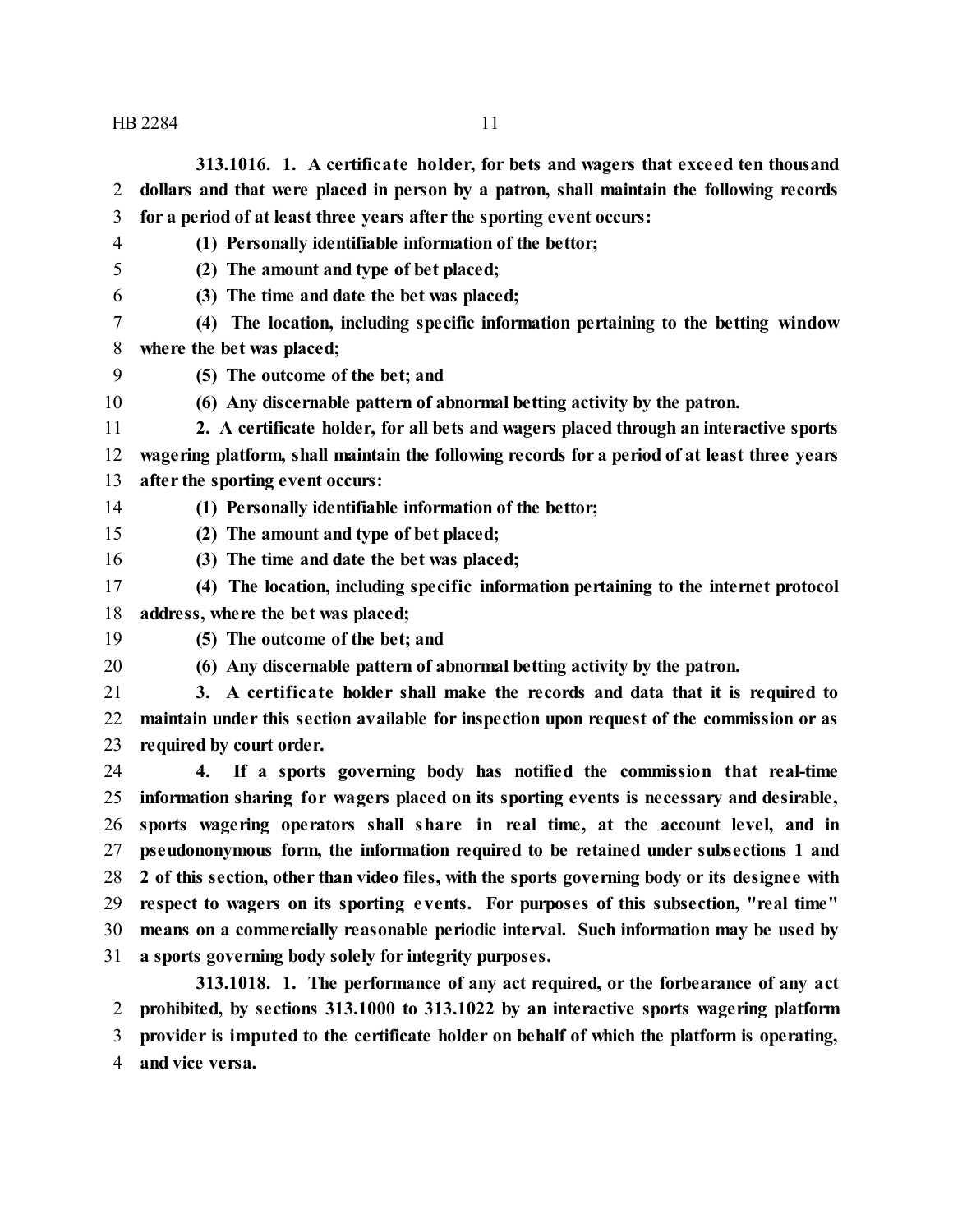**313.1016. 1. A certificate holder, for bets and wagers that exceed ten thousand dollars and that were placed in person by a patron, shall maintain the following records for a period of at least three years after the sporting event occurs:**

**(1) Personally identifiable information of the bettor;**

**(2) The amount and type of bet placed;**

**(3) The time and date the bet was placed;**

**(4) The location, including specific information pertaining to the betting window where the bet was placed;**

**(5) The outcome of the bet; and**

**(6) Any discernable pattern of abnormal betting activity by the patron.**

**2. A certificate holder, for all bets and wagers placed through an interactive sports wagering platform, shall maintain the following records for a period of at least three years after the sporting event occurs:**

**(1) Personally identifiable information of the bettor;**

**(2) The amount and type of bet placed;**

**(3) The time and date the bet was placed;**

**(4) The location, including specific information pertaining to the internet protocol address, where the bet was placed;**

**(5) The outcome of the bet; and**

**(6) Any discernable pattern of abnormal betting activity by the patron.**

**3. A certificate holder shall make the records and data that it is required to maintain under this section available for inspection upon request of the commission or as required by court order.**

**4. If a sports governing body has notified the commission that real-time information sharing for wagers placed on its sporting events is necessary and desirable, sports wagering operators shall share in real time, at the account level, and in pseudononymous form, the information required to be retained under subsections 1 and 2 of this section, other than video files, with the sports governing body or its designee with respect to wagers on its sporting events. For purposes of this subsection, "real time" means on a commercially reasonable periodic interval. Such information may be used by a sports governing body solely for integrity purposes.**

**313.1018. 1. The performance of any act required, or the forbearance of any act prohibited, by sections 313.1000 to 313.1022 by an interactive sports wagering platform provider is imputed to the certificate holder on behalf of which the platform is operating, and vice versa.**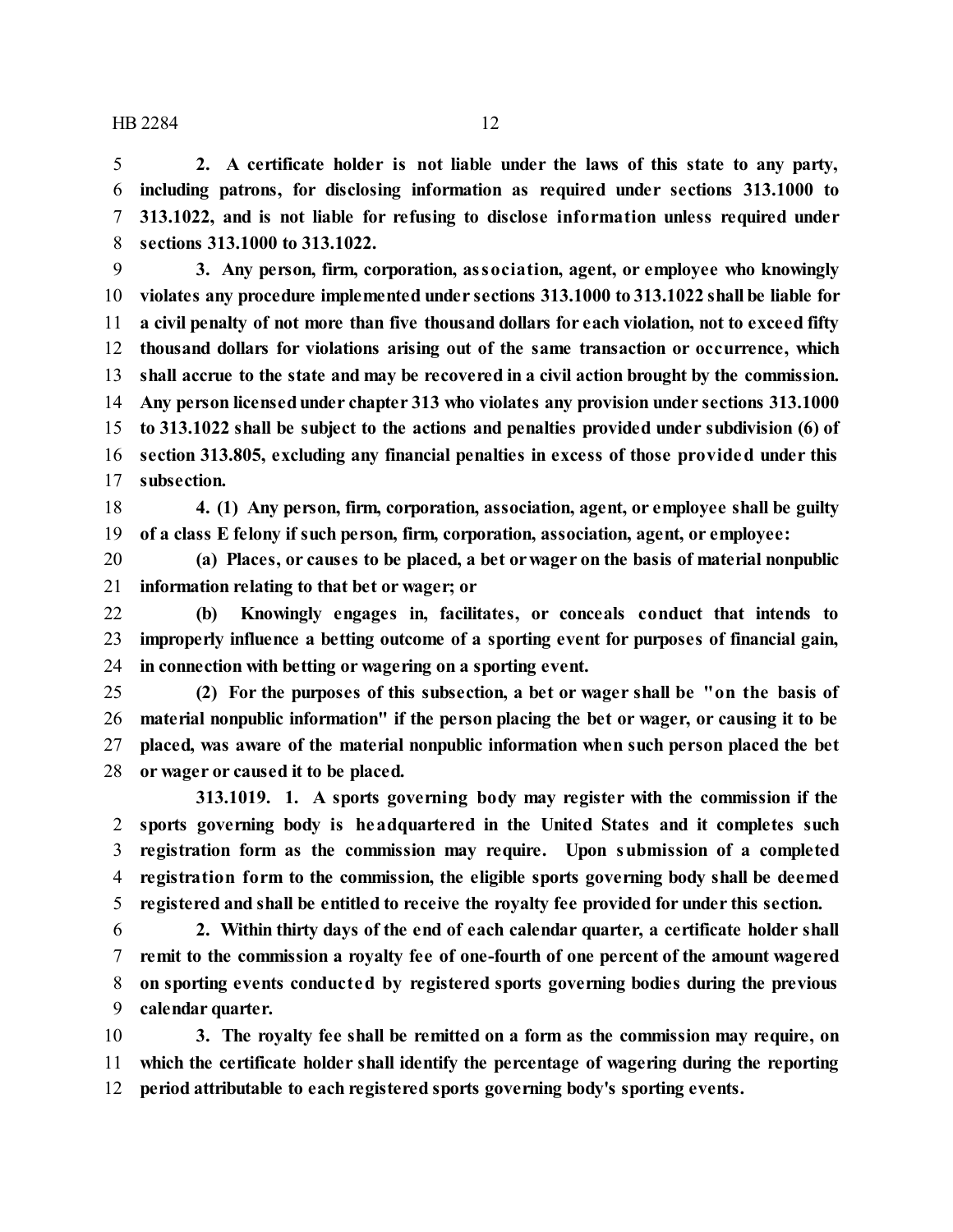**2. A certificate holder is not liable under the laws of this state to any party, including patrons, for disclosing information as required under sections 313.1000 to 313.1022, and is not liable for refusing to disclose information unless required under sections 313.1000 to 313.1022.**

**3. Any person, firm, corporation, association, agent, or employee who knowingly violates any procedure implemented under sections 313.1000 to 313.1022 shall be liable for a civil penalty of not more than five thousand dollars for each violation, not to exceed fifty thousand dollars for violations arising out of the same transaction or occurrence, which shall accrue to the state and may be recovered in a civil action brought by the commission. Any person licensed under chapter 313 who violates any provision under sections 313.1000 to 313.1022 shall be subject to the actions and penalties provided under subdivision (6) of section 313.805, excluding any financial penalties in excess of those provided under this subsection.**

**4. (1) Any person, firm, corporation, association, agent, or employee shall be guilty of a class E felony if such person, firm, corporation, association, agent, or employee:**

**(a) Places, or causes to be placed, a bet or wager on the basis of material nonpublic information relating to that bet or wager; or**

**(b) Knowingly engages in, facilitates, or conceals conduct that intends to improperly influence a betting outcome of a sporting event for purposes of financial gain, in connection with betting or wagering on a sporting event.**

**(2) For the purposes of this subsection, a bet or wager shall be "on the basis of material nonpublic information" if the person placing the bet or wager, or causing it to be placed, was aware of the material nonpublic information when such person placed the bet or wager or caused it to be placed.**

**313.1019. 1. A sports governing body may register with the commission if the sports governing body is headquartered in the United States and it completes such registration form as the commission may require. Upon submission of a completed registration form to the commission, the eligible sports governing body shall be deemed registered and shall be entitled to receive the royalty fee provided for under this section.**

**2. Within thirty days of the end of each calendar quarter, a certificate holder shall remit to the commission a royalty fee of one-fourth of one percent of the amount wagered on sporting events conducted by registered sports governing bodies during the previous calendar quarter.**

**3. The royalty fee shall be remitted on a form as the commission may require, on which the certificate holder shall identify the percentage of wagering during the reporting period attributable to each registered sports governing body's sporting events.**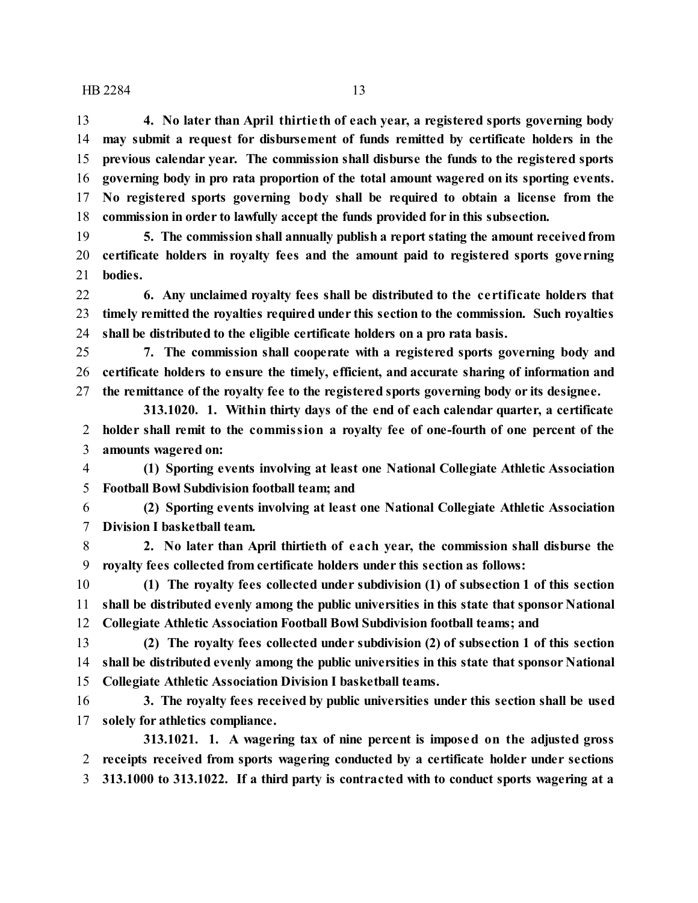**4. No later than April thirtieth of each year, a registered sports governing body may submit a request for disbursement of funds remitted by certificate holders in the previous calendar year. The commission shall disburse the funds to the registered sports governing body in pro rata proportion of the total amount wagered on its sporting events. No registered sports governing body shall be required to obtain a license from the commission in order to lawfully accept the funds provided for in this subsection.**

**5. The commission shall annually publish a report stating the amount received from certificate holders in royalty fees and the amount paid to registered sports governing bodies.**

**6. Any unclaimed royalty fees shall be distributed to the certificate holders that timely remitted the royalties required under this section to the commission. Such royalties shall be distributed to the eligible certificate holders on a pro rata basis.**

**7. The commission shall cooperate with a registered sports governing body and certificate holders to ensure the timely, efficient, and accurate sharing of information and the remittance of the royalty fee to the registered sports governing body or its designee.**

**313.1020. 1. Within thirty days of the end of each calendar quarter, a certificate holder shall remit to the commission a royalty fee of one-fourth of one percent of the amounts wagered on:**

**(1) Sporting events involving at least one National Collegiate Athletic Association Football Bowl Subdivision football team; and**

**(2) Sporting events involving at least one National Collegiate Athletic Association Division I basketball team.**

**2. No later than April thirtieth of each year, the commission shall disburse the royalty fees collected from certificate holders under this section as follows:**

**(1) The royalty fees collected under subdivision (1) of subsection 1 of this section shall be distributed evenly among the public universities in this state that sponsor National Collegiate Athletic Association Football Bowl Subdivision football teams; and**

**(2) The royalty fees collected under subdivision (2) of subsection 1 of this section shall be distributed evenly among the public universities in this state that sponsor National Collegiate Athletic Association Division I basketball teams.**

**3. The royalty fees received by public universities under this section shall be used solely for athletics compliance.**

**313.1021. 1. A wagering tax of nine percent is imposed on the adjusted gross receipts received from sports wagering conducted by a certificate holder under sections 313.1000 to 313.1022. If a third party is contracted with to conduct sports wagering at a**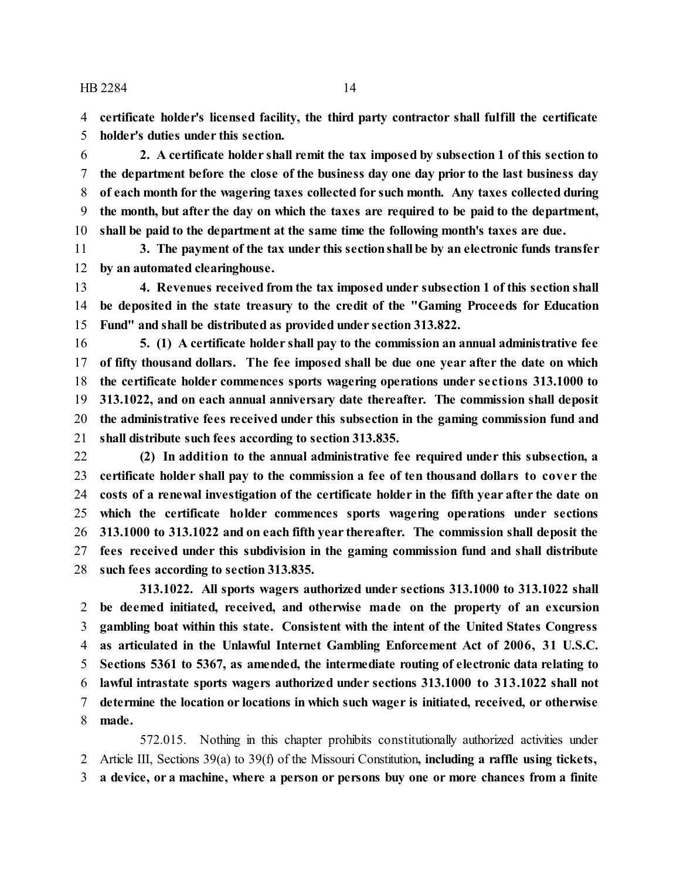**certificate holder's licensed facility, the third party contractor shall fulfill the certificate holder's duties under this section.**

**2. A certificate holder shall remit the tax imposed by subsection 1 of this section to the department before the close of the business day one day prior to the last business day of each month for the wagering taxes collected for such month. Any taxes collected during the month, but after the day on which the taxes are required to be paid to the department, shall be paid to the department at the same time the following month's taxes are due.**

**3. The payment of the tax under this section shall be by an electronic funds transfer by an automated clearinghouse.**

**4. Revenues received from the tax imposed under subsection 1 of this section shall be deposited in the state treasury to the credit of the "Gaming Proceeds for Education Fund" and shall be distributed as provided under section 313.822.**

**5. (1) A certificate holder shall pay to the commission an annual administrative fee of fifty thousand dollars. The fee imposed shall be due one year after the date on which the certificate holder commences sports wagering operations under sections 313.1000 to 313.1022, and on each annual anniversary date thereafter. The commission shall deposit the administrative fees received under this subsection in the gaming commission fund and shall distribute such fees according to section 313.835.**

**(2) In addition to the annual administrative fee required under this subsection, a certificate holder shall pay to the commission a fee of ten thousand dollars to cover the costs of a renewal investigation of the certificate holder in the fifth year after the date on which the certificate holder commences sports wagering operations under sections 313.1000 to 313.1022 and on each fifth year thereafter. The commission shall deposit the fees received under this subdivision in the gaming commission fund and shall distribute such fees according to section 313.835.**

**313.1022. All sports wagers authorized under sections 313.1000 to 313.1022 shall be deemed initiated, received, and otherwise made on the property of an excursion gambling boat within this state. Consistent with the intent of the United States Congress as articulated in the Unlawful Internet Gambling Enforcement Act of 2006, 31 U.S.C. Sections 5361 to 5367, as amended, the intermediate routing of electronic data relating to lawful intrastate sports wagers authorized under sections 313.1000 to 313.1022 shall not determine the location or locations in which such wager is initiated, received, or otherwise made.**

572.015. Nothing in this chapter prohibits constitutionally authorized activities under Article III, Sections 39(a) to 39(f) of the Missouri Constitution**, including a raffle using tickets, a device, or a machine, where a person or persons buy one or more chances from a finite**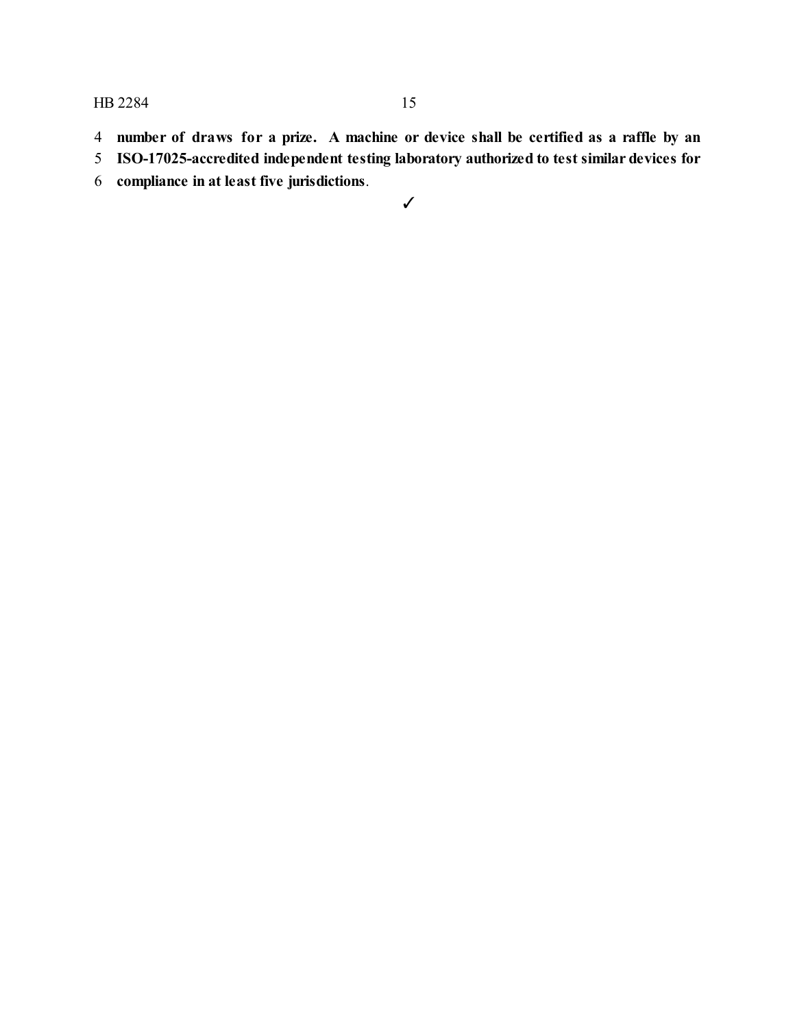**number of draws for a prize. A machine or device shall be certified as a raffle by an ISO-17025-accredited independent testing laboratory authorized to test similar devices for compliance in at least five jurisdictions**.

✓